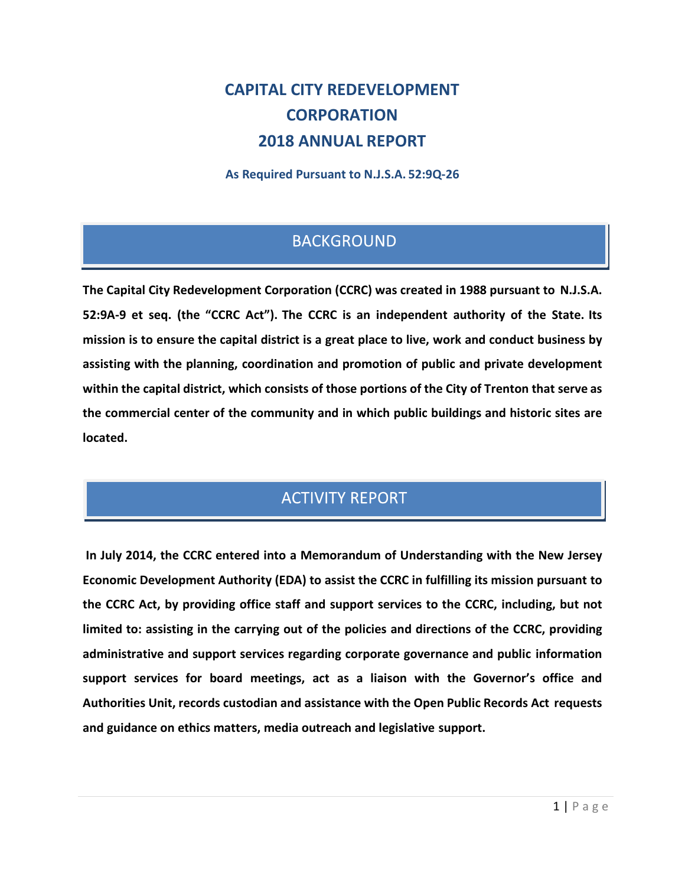# CAPITAL CITY REDEVELOPMENT CORPORATION 2018 ANNUAL REPORT

**As Required Pursuant to N.J.S.A. 52:9Q-26**

## BACKGROUND

**The Capital City Redevelopment Corporation (CCRC) was created in 1988 pursuant to N.J.S.A. 52:9A-9 et seq. (the "CCRC Act"). The CCRC is an independent authority of the State. Its mission is to ensure the capital district is a great place to live, work and conduct business by assisting with the planning, coordination and promotion of public and private development within the capital district, which consists of those portions of the City of Trenton that serve as the commercial center of the community and in which public buildings and historic sites are located.**

## ACTIVITY REPORT

**In July 2014, the CCRC entered into a Memorandum of Understanding with the New Jersey Economic Development Authority (EDA) to assist the CCRC in fulfilling its mission pursuant to the CCRC Act, by providing office staff and support services to the CCRC, including, but not limited to: assisting in the carrying out of the policies and directions of the CCRC, providing administrative and support services regarding corporate governance and public information support services for board meetings, act as a liaison with the Governor's office and Authorities Unit, records custodian and assistance with the Open Public Records Act requests and guidance on ethics matters, media outreach and legislative support.**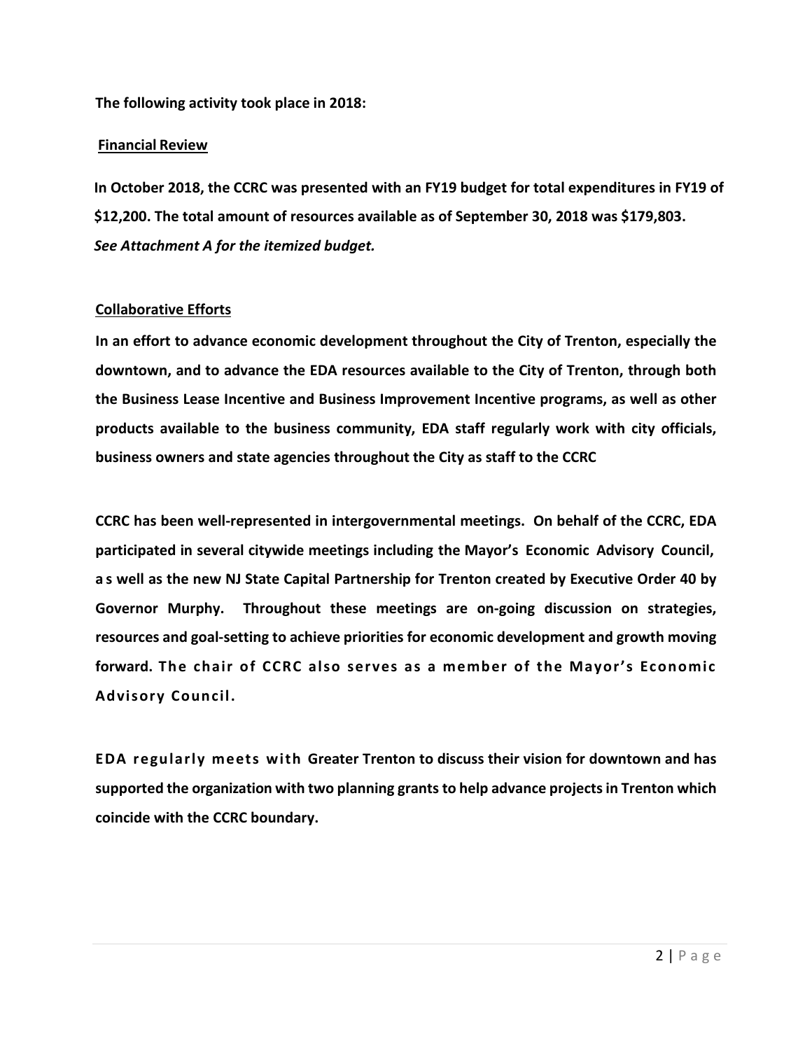**The following activity took place in 2018:**

**Financial Review**

**In October 2018, the CCRC was presented with an FY19 budget for total expenditures in FY19 of $12,200. The total amount of resources available as of September 30, 2018 was $179,803.**
***See Attachment A for the itemized budget.***

**Collaborative Efforts**

**In an effort to advance economic development throughout the City of Trenton, especially the downtown, and to advance the EDA resources available to the City of Trenton, through both the Business Lease Incentive and Business Improvement Incentive programs, as well as other products available to the business community, EDA staff regularly work with city officials, business owners and state agencies throughout the City as staff to the CCRC**

**CCRC has been well-represented in intergovernmental meetings. On behalf of the CCRC, EDA participated in several citywide meetings including the Mayor's Economic Advisory Council, as well as the new NJ State Capital Partnership for Trenton created by Executive Order 40 by Governor Murphy. Throughout these meetings are on-going discussion on strategies, resources and goal-setting to achieve priorities for economic development and growth moving forward. The chair of CCRC also serves as a member of the Mayor's Economic Advisory Council.**

**EDA regularly meets with Greater Trenton to discuss their vision for downtown and has supported the organization with two planning grants to help advance projects in Trenton which coincide with the CCRC boundary.**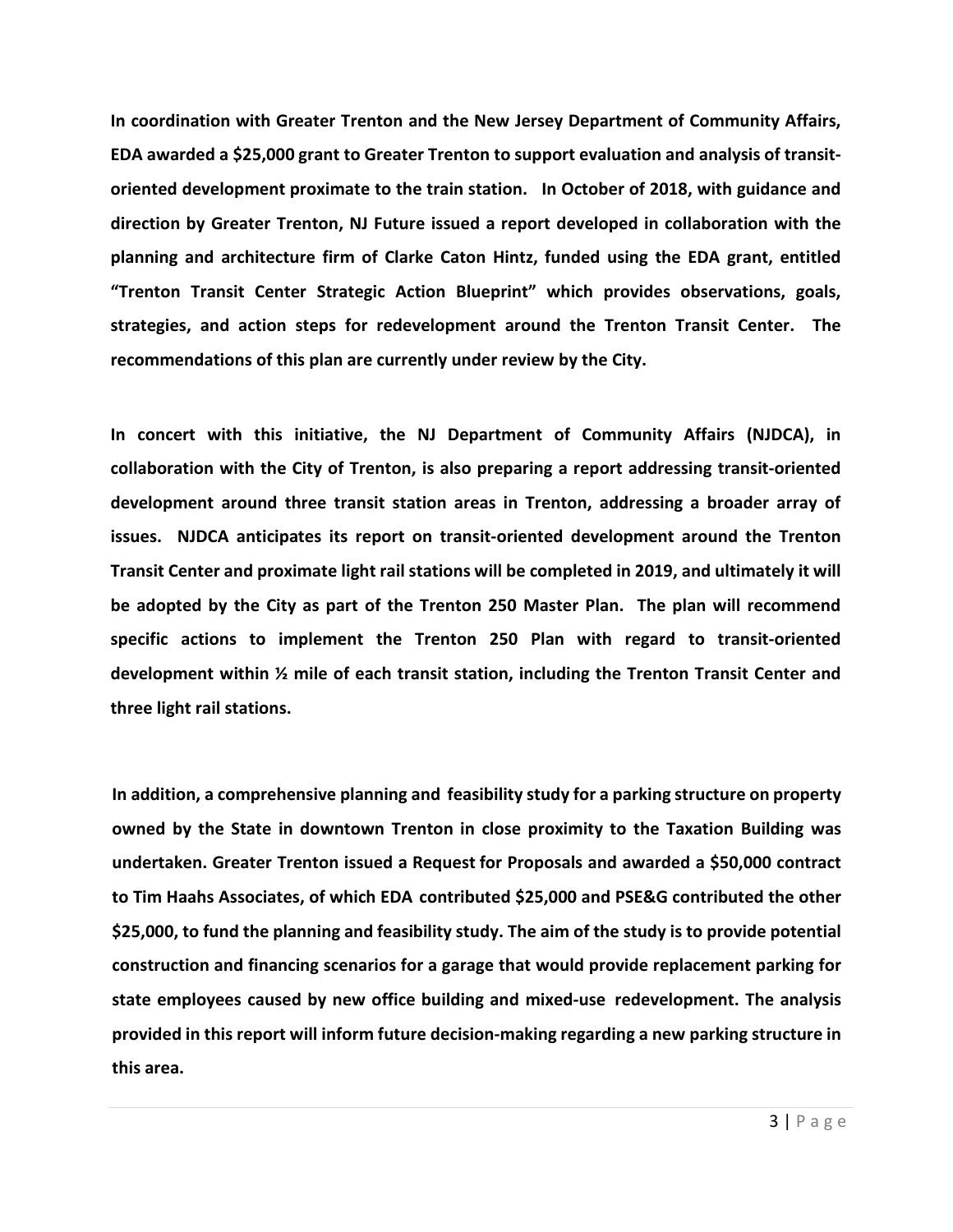**In coordination with Greater Trenton and the New Jersey Department of Community Affairs, EDA awarded a $25,000 grant to Greater Trenton to support evaluation and analysis of transit-oriented development proximate to the train station. In October of 2018, with guidance and direction by Greater Trenton, NJ Future issued a report developed in collaboration with the planning and architecture firm of Clarke Caton Hintz, funded using the EDA grant, entitled "Trenton Transit Center Strategic Action Blueprint" which provides observations, goals, strategies, and action steps for redevelopment around the Trenton Transit Center. The recommendations of this plan are currently under review by the City.**

**In concert with this initiative, the NJ Department of Community Affairs (NJDCA), in collaboration with the City of Trenton, is also preparing a report addressing transit-oriented development around three transit station areas in Trenton, addressing a broader array of issues. NJDCA anticipates its report on transit-oriented development around the Trenton Transit Center and proximate light rail stations will be completed in 2019, and ultimately it will be adopted by the City as part of the Trenton 250 Master Plan. The plan will recommend specific actions to implement the Trenton 250 Plan with regard to transit-oriented development within ½ mile of each transit station, including the Trenton Transit Center and three light rail stations.**

**In addition, a comprehensive planning and feasibility study for a parking structure on property owned by the State in downtown Trenton in close proximity to the Taxation Building was undertaken. Greater Trenton issued a Request for Proposals and awarded a $50,000 contract to Tim Haahs Associates, of which EDA contributed $25,000 and PSE&G contributed the other $25,000, to fund the planning and feasibility study. The aim of the study is to provide potential construction and financing scenarios for a garage that would provide replacement parking for state employees caused by new office building and mixed-use redevelopment. The analysis provided in this report will inform future decision-making regarding a new parking structure in this area.**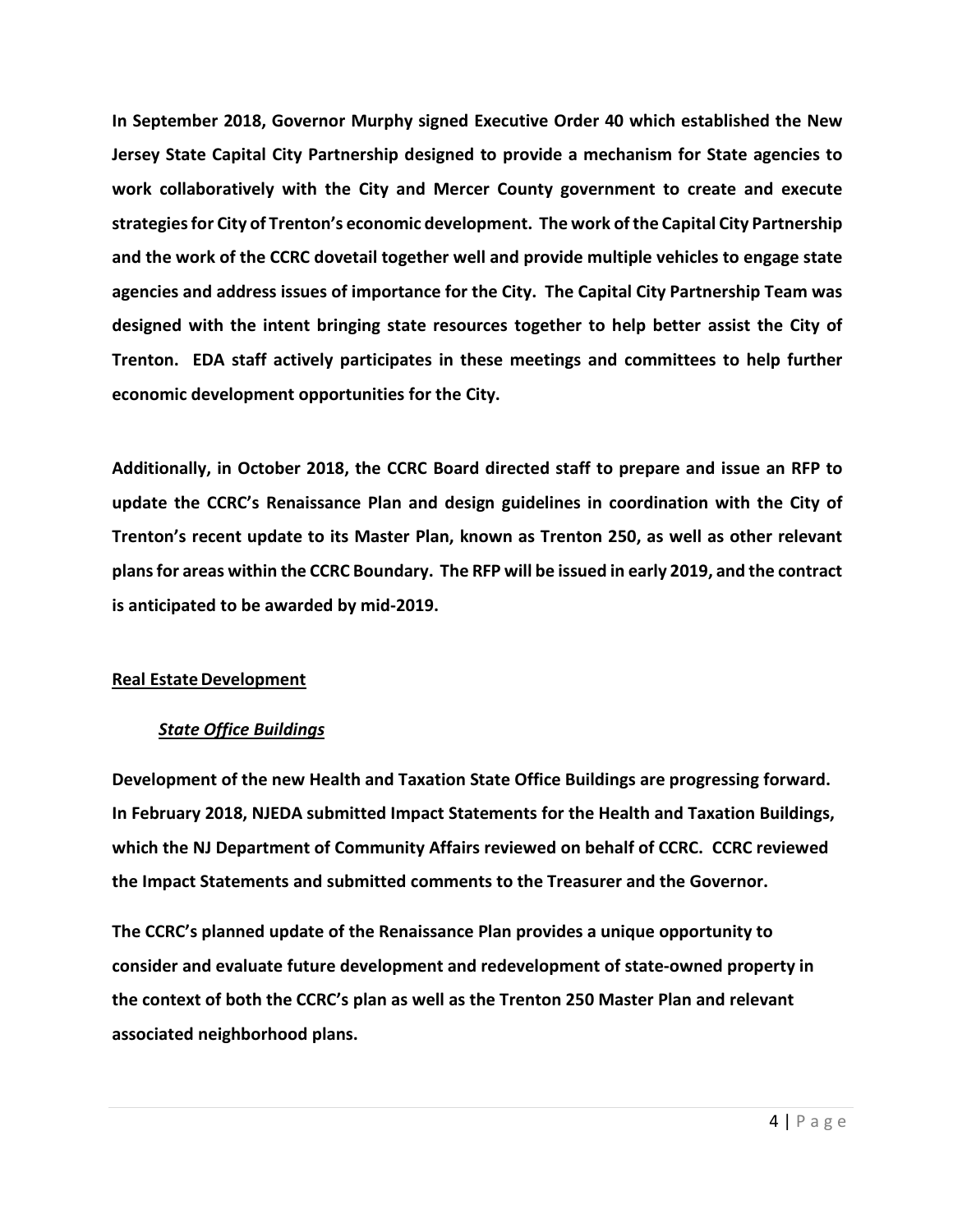**In September 2018, Governor Murphy signed Executive Order 40 which established the New Jersey State Capital City Partnership designed to provide a mechanism for State agencies to work collaboratively with the City and Mercer County government to create and execute strategies for City of Trenton's economic development. The work of the Capital City Partnership and the work of the CCRC dovetail together well and provide multiple vehicles to engage state agencies and address issues of importance for the City. The Capital City Partnership Team was designed with the intent bringing state resources together to help better assist the City of Trenton. EDA staff actively participates in these meetings and committees to help further economic development opportunities for the City.**

**Additionally, in October 2018, the CCRC Board directed staff to prepare and issue an RFP to update the CCRC's Renaissance Plan and design guidelines in coordination with the City of Trenton's recent update to its Master Plan, known as Trenton 250, as well as other relevant plans for areas within the CCRC Boundary. The RFP will be issued in early 2019, and the contract is anticipated to be awarded by mid-2019.**

## Real Estate Development

### *State Office Buildings*

**Development of the new Health and Taxation State Office Buildings are progressing forward. In February 2018, NJEDA submitted Impact Statements for the Health and Taxation Buildings, which the NJ Department of Community Affairs reviewed on behalf of CCRC. CCRC reviewed the Impact Statements and submitted comments to the Treasurer and the Governor.**

**The CCRC's planned update of the Renaissance Plan provides a unique opportunity to consider and evaluate future development and redevelopment of state-owned property in the context of both the CCRC's plan as well as the Trenton 250 Master Plan and relevant associated neighborhood plans.**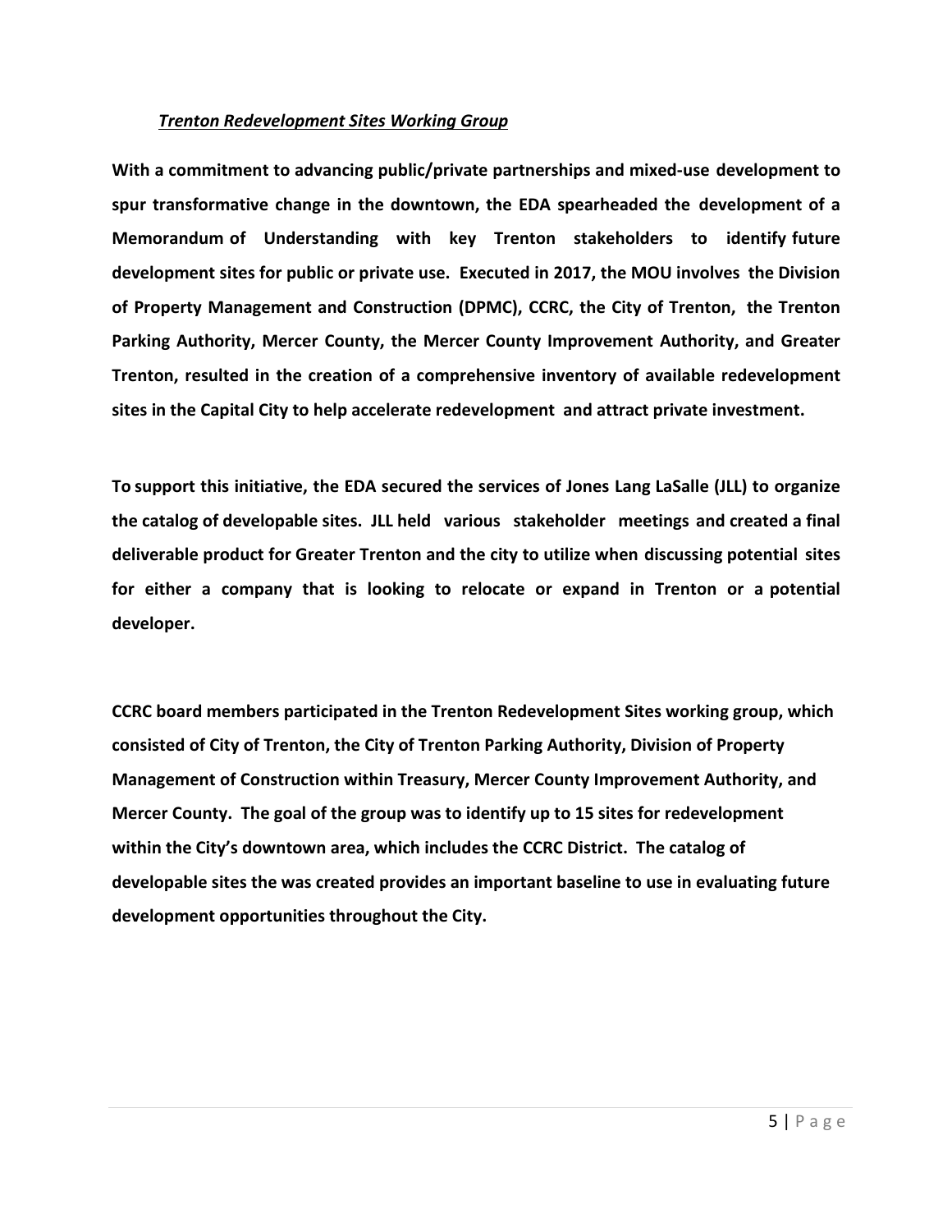***Trenton Redevelopment Sites Working Group***

**With a commitment to advancing public/private partnerships and mixed-use development to spur transformative change in the downtown, the EDA spearheaded the development of a Memorandum of Understanding with key Trenton stakeholders to identify future development sites for public or private use. Executed in 2017, the MOU involves the Division of Property Management and Construction (DPMC), CCRC, the City of Trenton, the Trenton Parking Authority, Mercer County, the Mercer County Improvement Authority, and Greater Trenton, resulted in the creation of a comprehensive inventory of available redevelopment sites in the Capital City to help accelerate redevelopment and attract private investment.**

**To support this initiative, the EDA secured the services of Jones Lang LaSalle (JLL) to organize the catalog of developable sites. JLL held various stakeholder meetings and created a final deliverable product for Greater Trenton and the city to utilize when discussing potential sites for either a company that is looking to relocate or expand in Trenton or a potential developer.**

**CCRC board members participated in the Trenton Redevelopment Sites working group, which consisted of City of Trenton, the City of Trenton Parking Authority, Division of Property Management of Construction within Treasury, Mercer County Improvement Authority, and Mercer County. The goal of the group was to identify up to 15 sites for redevelopment within the City's downtown area, which includes the CCRC District. The catalog of developable sites the was created provides an important baseline to use in evaluating future development opportunities throughout the City.**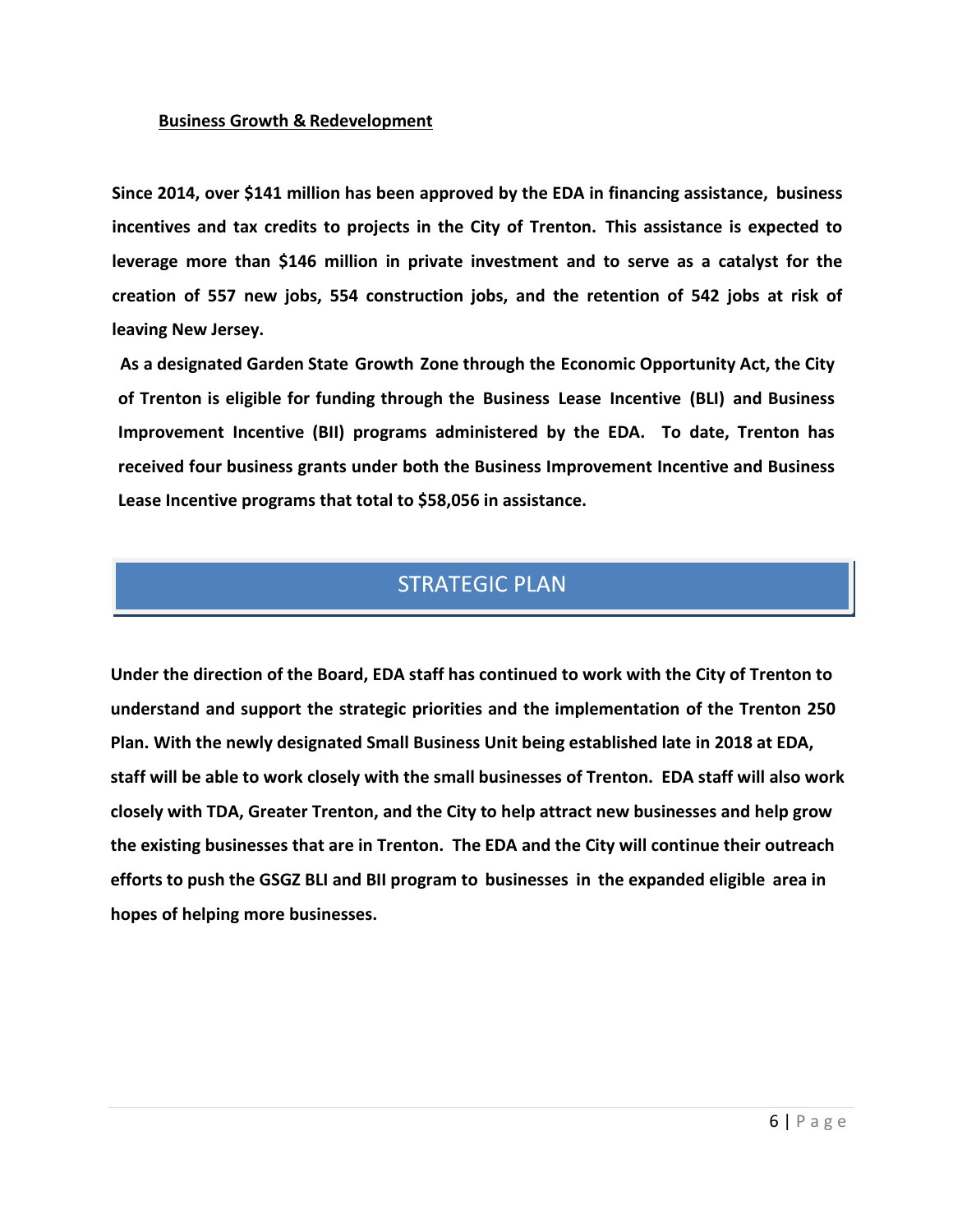### Business Growth & Redevelopment

**Since 2014, over $141 million has been approved by the EDA in financing assistance, business incentives and tax credits to projects in the City of Trenton. This assistance is expected to leverage more than $146 million in private investment and to serve as a catalyst for the creation of 557 new jobs, 554 construction jobs, and the retention of 542 jobs at risk of leaving New Jersey.**

**As a designated Garden State Growth Zone through the Economic Opportunity Act, the City of Trenton is eligible for funding through the Business Lease Incentive (BLI) and Business Improvement Incentive (BII) programs administered by the EDA. To date, Trenton has received four business grants under both the Business Improvement Incentive and Business Lease Incentive programs that total to $58,056 in assistance.**

## STRATEGIC PLAN

**Under the direction of the Board, EDA staff has continued to work with the City of Trenton to understand and support the strategic priorities and the implementation of the Trenton 250 Plan. With the newly designated Small Business Unit being established late in 2018 at EDA, staff will be able to work closely with the small businesses of Trenton. EDA staff will also work closely with TDA, Greater Trenton, and the City to help attract new businesses and help grow the existing businesses that are in Trenton. The EDA and the City will continue their outreach efforts to push the GSGZ BLI and BII program to businesses in the expanded eligible area in hopes of helping more businesses.**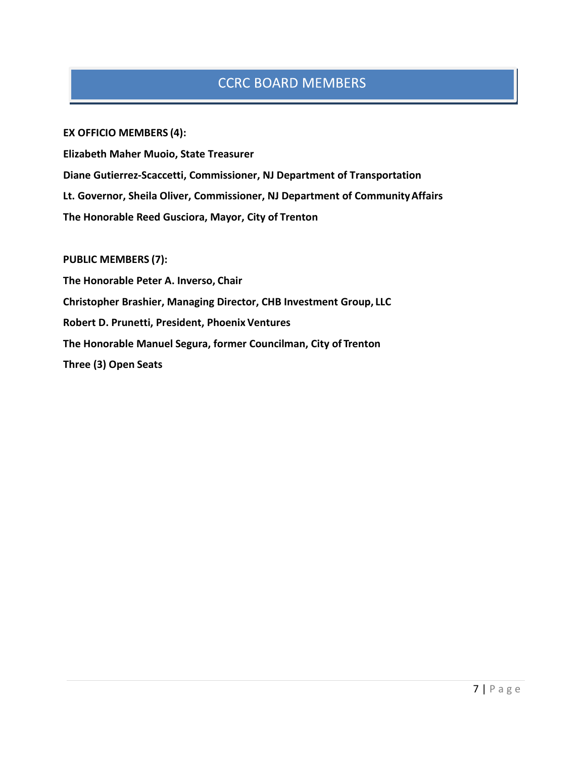# CCRC BOARD MEMBERS

**EX OFFICIO MEMBERS (4):**

**Elizabeth Maher Muoio, State Treasurer**

**Diane Gutierrez-Scaccetti, Commissioner, NJ Department of Transportation**

**Lt. Governor, Sheila Oliver, Commissioner, NJ Department of Community Affairs**

**The Honorable Reed Gusciora, Mayor, City of Trenton**

**PUBLIC MEMBERS (7):**

**The Honorable Peter A. Inverso, Chair**

**Christopher Brashier, Managing Director, CHB Investment Group, LLC**

**Robert D. Prunetti, President, Phoenix Ventures**

**The Honorable Manuel Segura, former Councilman, City of Trenton**

**Three (3) Open Seats**